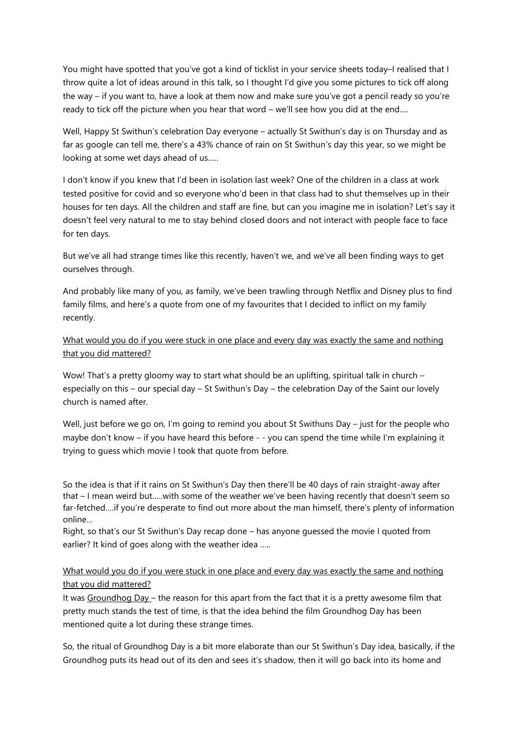You might have spotted that you've got a kind of ticklist in your service sheets today–I realised that I throw quite a lot of ideas around in this talk, so I thought I'd give you some pictures to tick off along the way – if you want to, have a look at them now and make sure you've got a pencil ready so you're ready to tick off the picture when you hear that word – we'll see how you did at the end….

Well, Happy St Swithun's celebration Day everyone – actually St Swithun's day is on Thursday and as far as google can tell me, there's a 43% chance of rain on St Swithun's day this year, so we might be looking at some wet days ahead of us…..

I don't know if you knew that I'd been in isolation last week? One of the children in a class at work tested positive for covid and so everyone who'd been in that class had to shut themselves up in their houses for ten days. All the children and staff are fine, but can you imagine me in isolation? Let's say it doesn't feel very natural to me to stay behind closed doors and not interact with people face to face for ten days.

But we've all had strange times like this recently, haven't we, and we've all been finding ways to get ourselves through.

And probably like many of you, as family, we've been trawling through Netflix and Disney plus to find family films, and here's a quote from one of my favourites that I decided to inflict on my family recently.

<u>What would you do if you were stuck in one place and every day was exactly the same and nothing that you did mattered?</u>

Wow! That's a pretty gloomy way to start what should be an uplifting, spiritual talk in church – especially on this – our special day – St Swithun's Day – the celebration Day of the Saint our lovely church is named after.

Well, just before we go on, I'm going to remind you about St Swithuns Day – just for the people who maybe don't know – if you have heard this before - - you can spend the time while I'm explaining it trying to guess which movie I took that quote from before.

So the idea is that if it rains on St Swithun's Day then there'll be 40 days of rain straight-away after that – I mean weird but…..with some of the weather we've been having recently that doesn't seem so far-fetched….if you're desperate to find out more about the man himself, there's plenty of information online…
Right, so that's our St Swithun's Day recap done – has anyone guessed the movie I quoted from earlier? It kind of goes along with the weather idea …..

<u>What would you do if you were stuck in one place and every day was exactly the same and nothing that you did mattered?</u>
It was <u>Groundhog Day</u> – the reason for this apart from the fact that it is a pretty awesome film that pretty much stands the test of time, is that the idea behind the film Groundhog Day has been mentioned quite a lot during these strange times.

So, the ritual of Groundhog Day is a bit more elaborate than our St Swithun's Day idea, basically, if the Groundhog puts its head out of its den and sees it's shadow, then it will go back into its home and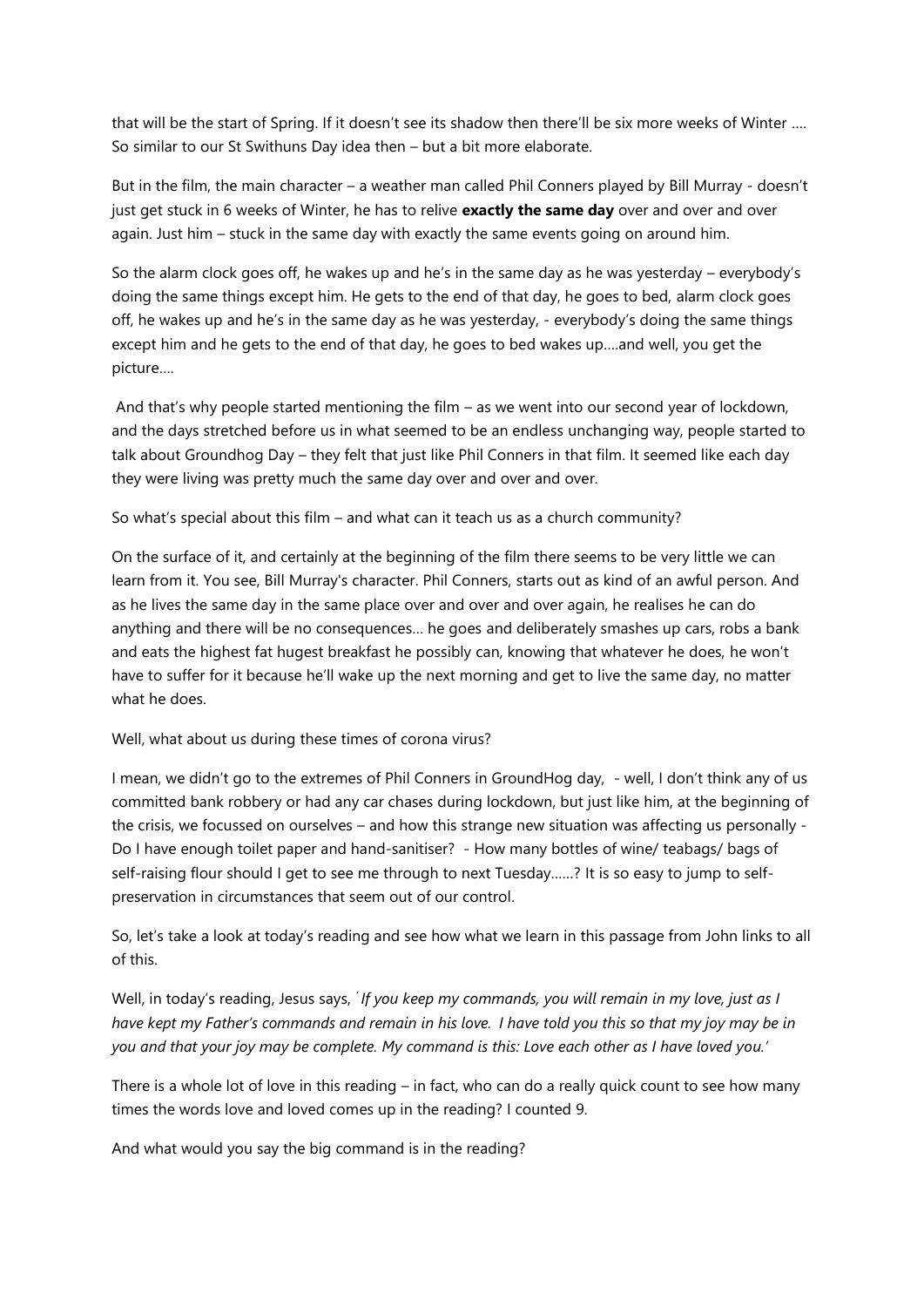that will be the start of Spring. If it doesn't see its shadow then there'll be six more weeks of Winter …. So similar to our St Swithuns Day idea then – but a bit more elaborate.

But in the film, the main character – a weather man called Phil Conners played by Bill Murray - doesn't just get stuck in 6 weeks of Winter, he has to relive **exactly the same day** over and over and over again. Just him – stuck in the same day with exactly the same events going on around him.

So the alarm clock goes off, he wakes up and he's in the same day as he was yesterday – everybody's doing the same things except him. He gets to the end of that day, he goes to bed, alarm clock goes off, he wakes up and he's in the same day as he was yesterday, - everybody's doing the same things except him and he gets to the end of that day, he goes to bed wakes up….and well, you get the picture….

And that's why people started mentioning the film – as we went into our second year of lockdown, and the days stretched before us in what seemed to be an endless unchanging way, people started to talk about Groundhog Day – they felt that just like Phil Conners in that film. It seemed like each day they were living was pretty much the same day over and over and over.

So what's special about this film – and what can it teach us as a church community?

On the surface of it, and certainly at the beginning of the film there seems to be very little we can learn from it. You see, Bill Murray's character. Phil Conners, starts out as kind of an awful person. And as he lives the same day in the same place over and over and over again, he realises he can do anything and there will be no consequences… he goes and deliberately smashes up cars, robs a bank and eats the highest fat hugest breakfast he possibly can, knowing that whatever he does, he won't have to suffer for it because he'll wake up the next morning and get to live the same day, no matter what he does.

Well, what about us during these times of corona virus?

I mean, we didn't go to the extremes of Phil Conners in GroundHog day, - well, I don't think any of us committed bank robbery or had any car chases during lockdown, but just like him, at the beginning of the crisis, we focussed on ourselves – and how this strange new situation was affecting us personally - Do I have enough toilet paper and hand-sanitiser? - How many bottles of wine/ teabags/ bags of self-raising flour should I get to see me through to next Tuesday……? It is so easy to jump to self-preservation in circumstances that seem out of our control.

So, let's take a look at today's reading and see how what we learn in this passage from John links to all of this.

Well, in today's reading, Jesus says, *'If you keep my commands, you will remain in my love, just as I have kept my Father's commands and remain in his love. I have told you this so that my joy may be in you and that your joy may be complete. My command is this: Love each other as I have loved you.'*

There is a whole lot of love in this reading – in fact, who can do a really quick count to see how many times the words love and loved comes up in the reading? I counted 9.

And what would you say the big command is in the reading?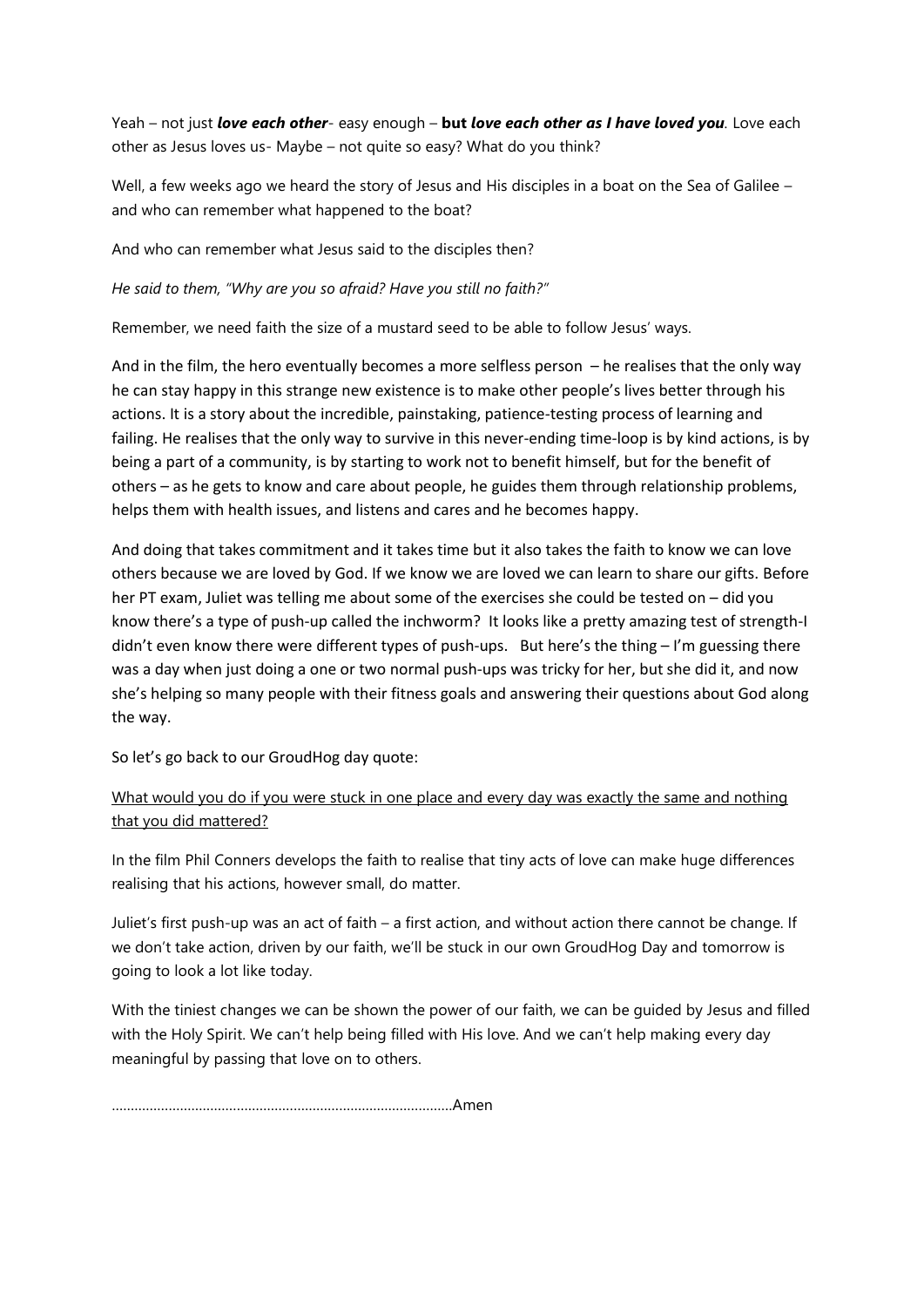Yeah – not just ***love each other***- easy enough – **but *love each other as I have loved you*.** Love each other as Jesus loves us- Maybe – not quite so easy? What do you think?

Well, a few weeks ago we heard the story of Jesus and His disciples in a boat on the Sea of Galilee – and who can remember what happened to the boat?

And who can remember what Jesus said to the disciples then?

*He said to them, "Why are you so afraid? Have you still no faith?"*

Remember, we need faith the size of a mustard seed to be able to follow Jesus' ways.

And in the film, the hero eventually becomes a more selfless person – he realises that the only way he can stay happy in this strange new existence is to make other people's lives better through his actions. It is a story about the incredible, painstaking, patience-testing process of learning and failing. He realises that the only way to survive in this never-ending time-loop is by kind actions, is by being a part of a community, is by starting to work not to benefit himself, but for the benefit of others – as he gets to know and care about people, he guides them through relationship problems, helps them with health issues, and listens and cares and he becomes happy.

And doing that takes commitment and it takes time but it also takes the faith to know we can love others because we are loved by God. If we know we are loved we can learn to share our gifts. Before her PT exam, Juliet was telling me about some of the exercises she could be tested on – did you know there's a type of push-up called the inchworm? It looks like a pretty amazing test of strength-I didn't even know there were different types of push-ups. But here's the thing – I'm guessing there was a day when just doing a one or two normal push-ups was tricky for her, but she did it, and now she's helping so many people with their fitness goals and answering their questions about God along the way.

So let's go back to our GroudHog day quote:

<u>What would you do if you were stuck in one place and every day was exactly the same and nothing that you did mattered?</u>

In the film Phil Conners develops the faith to realise that tiny acts of love can make huge differences realising that his actions, however small, do matter.

Juliet's first push-up was an act of faith – a first action, and without action there cannot be change. If we don't take action, driven by our faith, we'll be stuck in our own GroudHog Day and tomorrow is going to look a lot like today.

With the tiniest changes we can be shown the power of our faith, we can be guided by Jesus and filled with the Holy Spirit. We can't help being filled with His love. And we can't help making every day meaningful by passing that love on to others.

……………………………………………………………………………….Amen